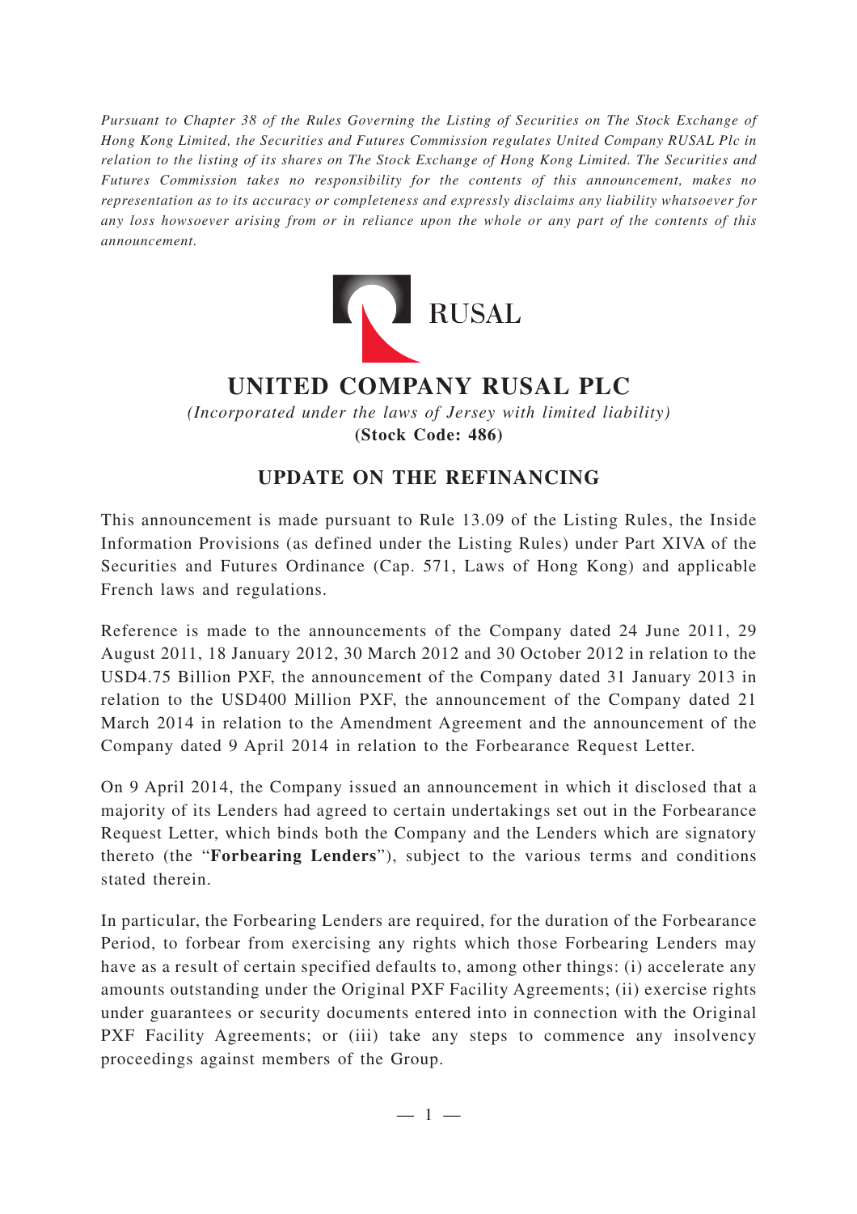*Pursuant to Chapter 38 of the Rules Governing the Listing of Securities on The Stock Exchange of Hong Kong Limited, the Securities and Futures Commission regulates United Company RUSAL Plc in relation to the listing of its shares on The Stock Exchange of Hong Kong Limited. The Securities and Futures Commission takes no responsibility for the contents of this announcement, makes no representation as to its accuracy or completeness and expressly disclaims any liability whatsoever for any loss howsoever arising from or in reliance upon the whole or any part of the contents of this announcement.*

RUSAL

# UNITED COMPANY RUSAL PLC

*(Incorporated under the laws of Jersey with limited liability)*

**(Stock Code: 486)**

## UPDATE ON THE REFINANCING

This announcement is made pursuant to Rule 13.09 of the Listing Rules, the Inside Information Provisions (as defined under the Listing Rules) under Part XIVA of the Securities and Futures Ordinance (Cap. 571, Laws of Hong Kong) and applicable French laws and regulations.

Reference is made to the announcements of the Company dated 24 June 2011, 29 August 2011, 18 January 2012, 30 March 2012 and 30 October 2012 in relation to the USD4.75 Billion PXF, the announcement of the Company dated 31 January 2013 in relation to the USD400 Million PXF, the announcement of the Company dated 21 March 2014 in relation to the Amendment Agreement and the announcement of the Company dated 9 April 2014 in relation to the Forbearance Request Letter.

On 9 April 2014, the Company issued an announcement in which it disclosed that a majority of its Lenders had agreed to certain undertakings set out in the Forbearance Request Letter, which binds both the Company and the Lenders which are signatory thereto (the "**Forbearing Lenders**"), subject to the various terms and conditions stated therein.

In particular, the Forbearing Lenders are required, for the duration of the Forbearance Period, to forbear from exercising any rights which those Forbearing Lenders may have as a result of certain specified defaults to, among other things: (i) accelerate any amounts outstanding under the Original PXF Facility Agreements; (ii) exercise rights under guarantees or security documents entered into in connection with the Original PXF Facility Agreements; or (iii) take any steps to commence any insolvency proceedings against members of the Group.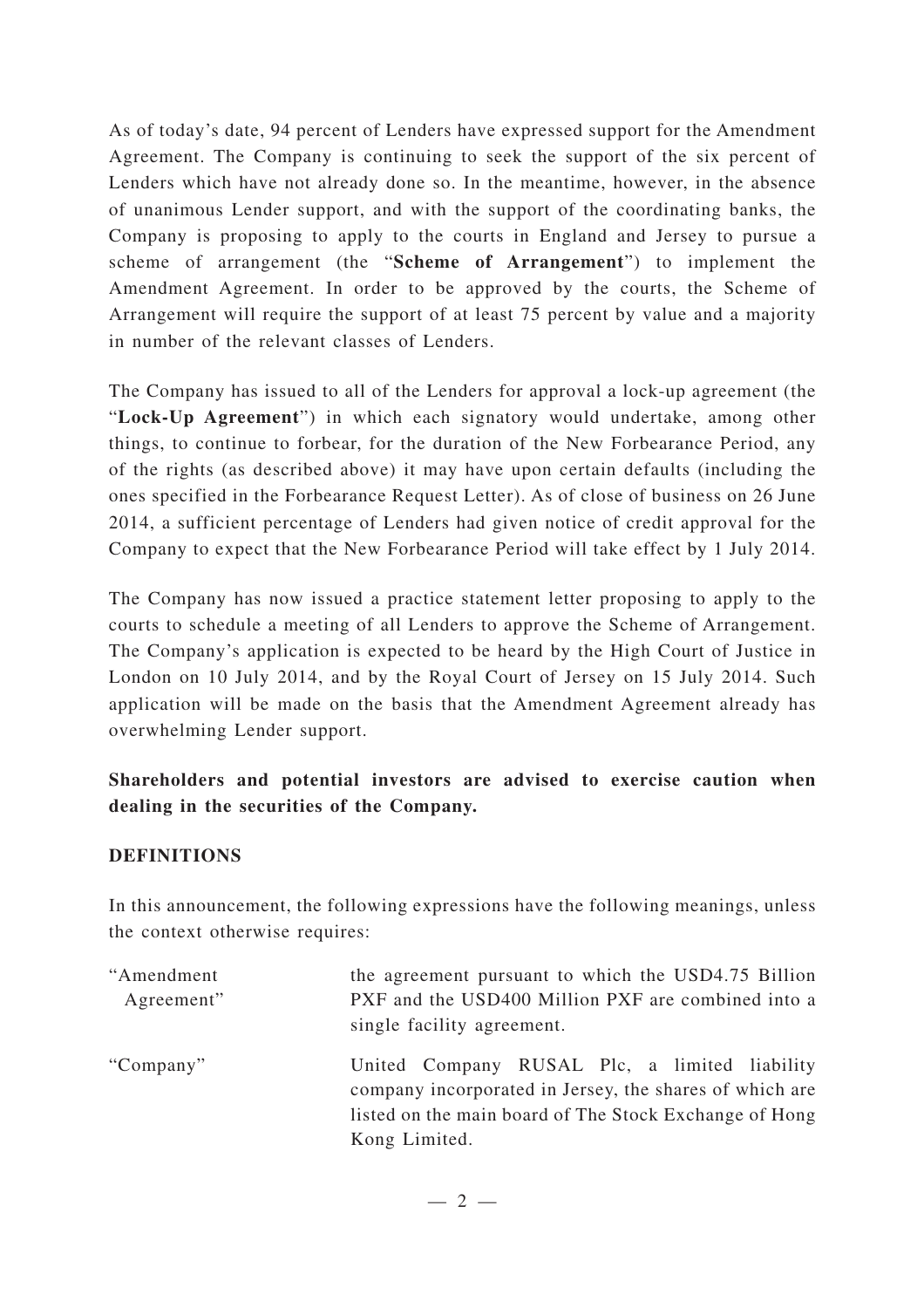As of today's date, 94 percent of Lenders have expressed support for the Amendment Agreement. The Company is continuing to seek the support of the six percent of Lenders which have not already done so. In the meantime, however, in the absence of unanimous Lender support, and with the support of the coordinating banks, the Company is proposing to apply to the courts in England and Jersey to pursue a scheme of arrangement (the "**Scheme of Arrangement**") to implement the Amendment Agreement. In order to be approved by the courts, the Scheme of Arrangement will require the support of at least 75 percent by value and a majority in number of the relevant classes of Lenders.

The Company has issued to all of the Lenders for approval a lock-up agreement (the "**Lock-Up Agreement**") in which each signatory would undertake, among other things, to continue to forbear, for the duration of the New Forbearance Period, any of the rights (as described above) it may have upon certain defaults (including the ones specified in the Forbearance Request Letter). As of close of business on 26 June 2014, a sufficient percentage of Lenders had given notice of credit approval for the Company to expect that the New Forbearance Period will take effect by 1 July 2014.

The Company has now issued a practice statement letter proposing to apply to the courts to schedule a meeting of all Lenders to approve the Scheme of Arrangement. The Company's application is expected to be heard by the High Court of Justice in London on 10 July 2014, and by the Royal Court of Jersey on 15 July 2014. Such application will be made on the basis that the Amendment Agreement already has overwhelming Lender support.

**Shareholders and potential investors are advised to exercise caution when dealing in the securities of the Company.**

**DEFINITIONS**

In this announcement, the following expressions have the following meanings, unless the context otherwise requires:

| | |
|---|---|
| "Amendment Agreement" | the agreement pursuant to which the USD4.75 Billion PXF and the USD400 Million PXF are combined into a single facility agreement. |
| "Company" | United Company RUSAL Plc, a limited liability company incorporated in Jersey, the shares of which are listed on the main board of The Stock Exchange of Hong Kong Limited. |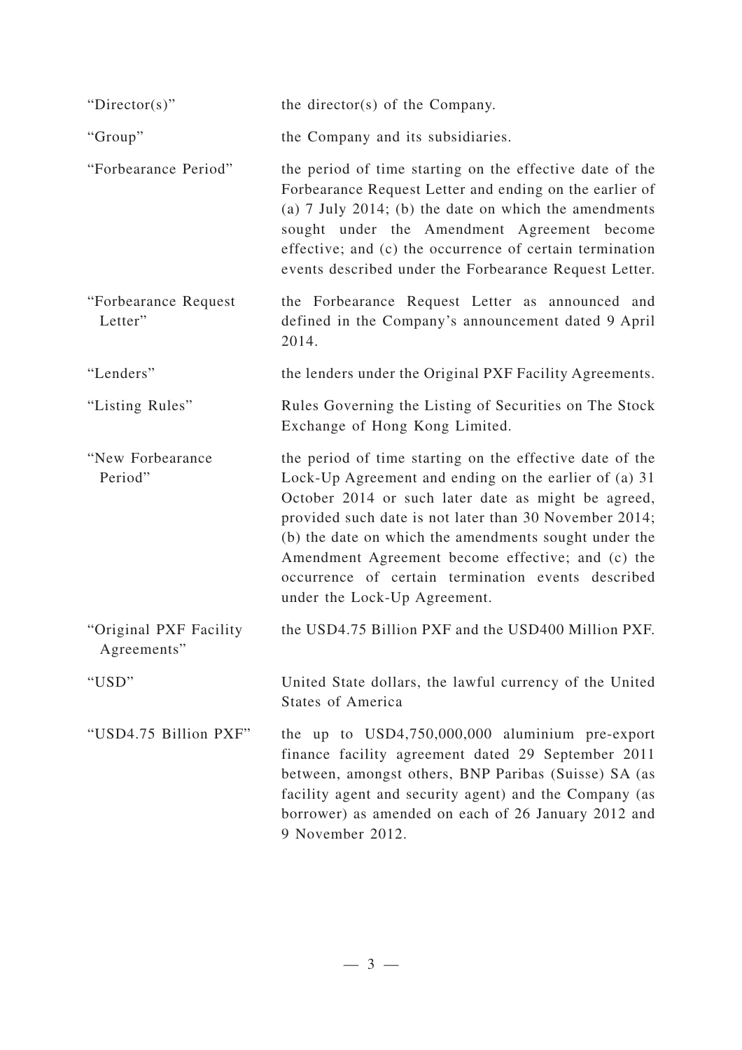| | |
|---|---|
| "Director(s)" | the director(s) of the Company. |
| "Group" | the Company and its subsidiaries. |
| "Forbearance Period" | the period of time starting on the effective date of the Forbearance Request Letter and ending on the earlier of (a) 7 July 2014; (b) the date on which the amendments sought under the Amendment Agreement become effective; and (c) the occurrence of certain termination events described under the Forbearance Request Letter. |
| "Forbearance Request Letter" | the Forbearance Request Letter as announced and defined in the Company's announcement dated 9 April 2014. |
| "Lenders" | the lenders under the Original PXF Facility Agreements. |
| "Listing Rules" | Rules Governing the Listing of Securities on The Stock Exchange of Hong Kong Limited. |
| "New Forbearance Period" | the period of time starting on the effective date of the Lock-Up Agreement and ending on the earlier of (a) 31 October 2014 or such later date as might be agreed, provided such date is not later than 30 November 2014; (b) the date on which the amendments sought under the Amendment Agreement become effective; and (c) the occurrence of certain termination events described under the Lock-Up Agreement. |
| "Original PXF Facility Agreements" | the USD4.75 Billion PXF and the USD400 Million PXF. |
| "USD" | United State dollars, the lawful currency of the United States of America |
| "USD4.75 Billion PXF" | the up to USD4,750,000,000 aluminium pre-export finance facility agreement dated 29 September 2011 between, amongst others, BNP Paribas (Suisse) SA (as facility agent and security agent) and the Company (as borrower) as amended on each of 26 January 2012 and 9 November 2012. |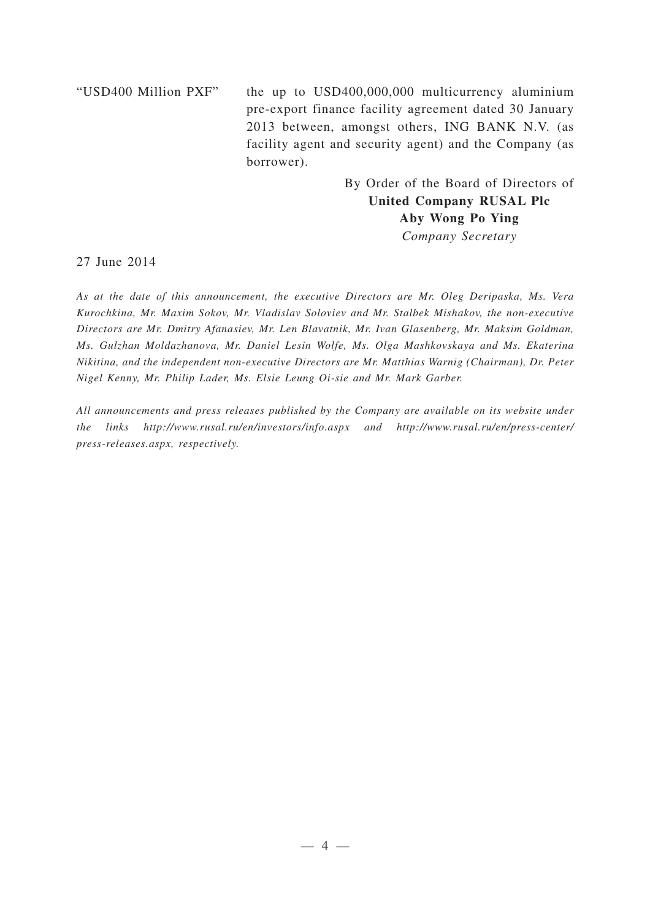| | |
|---|---|
| "USD400 Million PXF" | the up to USD400,000,000 multicurrency aluminium pre-export finance facility agreement dated 30 January 2013 between, amongst others, ING BANK N.V. (as facility agent and security agent) and the Company (as borrower). |

By Order of the Board of Directors of
**United Company RUSAL Plc**
**Aby Wong Po Ying**
*Company Secretary*

27 June 2014

*As at the date of this announcement, the executive Directors are Mr. Oleg Deripaska, Ms. Vera Kurochkina, Mr. Maxim Sokov, Mr. Vladislav Soloviev and Mr. Stalbek Mishakov, the non-executive Directors are Mr. Dmitry Afanasiev, Mr. Len Blavatnik, Mr. Ivan Glasenberg, Mr. Maksim Goldman, Ms. Gulzhan Moldazhanova, Mr. Daniel Lesin Wolfe, Ms. Olga Mashkovskaya and Ms. Ekaterina Nikitina, and the independent non-executive Directors are Mr. Matthias Warnig (Chairman), Dr. Peter Nigel Kenny, Mr. Philip Lader, Ms. Elsie Leung Oi-sie and Mr. Mark Garber.*

*All announcements and press releases published by the Company are available on its website under the links http://www.rusal.ru/en/investors/info.aspx and http://www.rusal.ru/en/press-center/press-releases.aspx, respectively.*